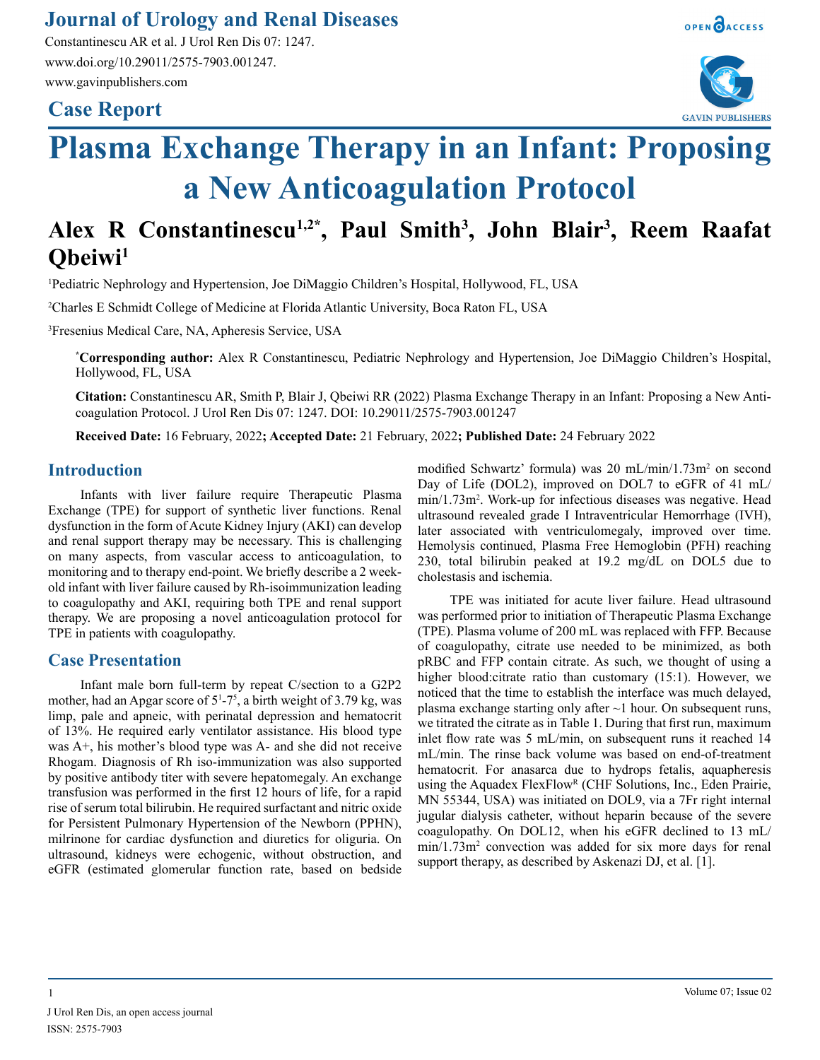# Plasma Exchange Therapy in an Infant: Proposing a New Anticoagulation Protocol

**Alex R Constantinescu[1,2*], Paul Smith[3], John Blair[3], Reem Raafat Qbeiwi[1]**

[1]Pediatric Nephrology and Hypertension, Joe DiMaggio Children's Hospital, Hollywood, FL, USA

[2]Charles E Schmidt College of Medicine at Florida Atlantic University, Boca Raton FL, USA

[3]Fresenius Medical Care, NA, Apheresis Service, USA

**[*]Corresponding author:** Alex R Constantinescu, Pediatric Nephrology and Hypertension, Joe DiMaggio Children's Hospital, Hollywood, FL, USA

**Citation:** Constantinescu AR, Smith P, Blair J, Qbeiwi RR (2022) Plasma Exchange Therapy in an Infant: Proposing a New Anticoagulation Protocol. J Urol Ren Dis 07: 1247. DOI: 10.29011/2575-7903.001247

**Received Date:** 16 February, 2022**; Accepted Date:** 21 February, 2022**; Published Date:** 24 February 2022

## Introduction

Infants with liver failure require Therapeutic Plasma Exchange (TPE) for support of synthetic liver functions. Renal dysfunction in the form of Acute Kidney Injury (AKI) can develop and renal support therapy may be necessary. This is challenging on many aspects, from vascular access to anticoagulation, to monitoring and to therapy end-point. We briefly describe a 2 week-old infant with liver failure caused by Rh-isoimmunization leading to coagulopathy and AKI, requiring both TPE and renal support therapy. We are proposing a novel anticoagulation protocol for TPE in patients with coagulopathy.

## Case Presentation

Infant male born full-term by repeat C/section to a G2P2 mother, had an Apgar score of $5^1$-$7^5$, a birth weight of 3.79 kg, was limp, pale and apneic, with perinatal depression and hematocrit of 13%. He required early ventilator assistance. His blood type was A+, his mother's blood type was A- and she did not receive Rhogam. Diagnosis of Rh iso-immunization was also supported by positive antibody titer with severe hepatomegaly. An exchange transfusion was performed in the first 12 hours of life, for a rapid rise of serum total bilirubin. He required surfactant and nitric oxide for Persistent Pulmonary Hypertension of the Newborn (PPHN), milrinone for cardiac dysfunction and diuretics for oliguria. On ultrasound, kidneys were echogenic, without obstruction, and eGFR (estimated glomerular function rate, based on bedside modified Schwartz' formula) was 20 mL/min/1.73m$^2$ on second Day of Life (DOL2), improved on DOL7 to eGFR of 41 mL/min/1.73m$^2$. Work-up for infectious diseases was negative. Head ultrasound revealed grade I Intraventricular Hemorrhage (IVH), later associated with ventriculomegaly, improved over time. Hemolysis continued, Plasma Free Hemoglobin (PFH) reaching 230, total bilirubin peaked at 19.2 mg/dL on DOL5 due to cholestasis and ischemia.

TPE was initiated for acute liver failure. Head ultrasound was performed prior to initiation of Therapeutic Plasma Exchange (TPE). Plasma volume of 200 mL was replaced with FFP. Because of coagulopathy, citrate use needed to be minimized, as both pRBC and FFP contain citrate. As such, we thought of using a higher blood:citrate ratio than customary (15:1). However, we noticed that the time to establish the interface was much delayed, plasma exchange starting only after ~1 hour. On subsequent runs, we titrated the citrate as in Table 1. During that first run, maximum inlet flow rate was 5 mL/min, on subsequent runs it reached 14 mL/min. The rinse back volume was based on end-of-treatment hematocrit. For anasarca due to hydrops fetalis, aquapheresis using the Aquadex FlexFlow[R] (CHF Solutions, Inc., Eden Prairie, MN 55344, USA) was initiated on DOL9, via a 7Fr right internal jugular dialysis catheter, without heparin because of the severe coagulopathy. On DOL12, when his eGFR declined to 13 mL/min/1.73m$^2$ convection was added for six more days for renal support therapy, as described by Askenazi DJ, et al. [1].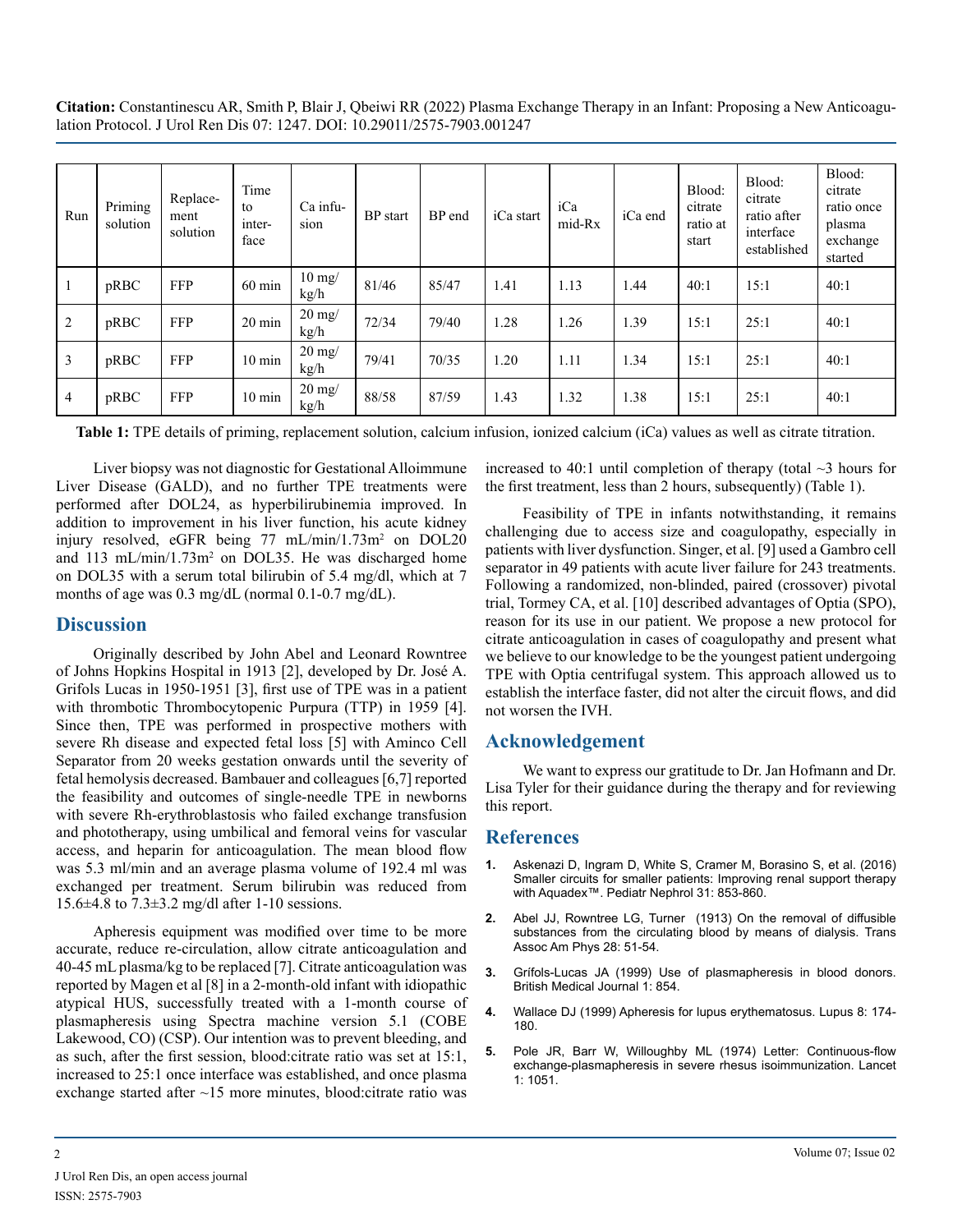| Run | Priming solution | Replacement solution | Time to interface | Ca infusion | BP start | BP end | iCa start | iCa mid-Rx | iCa end | Blood: citrate ratio at start | Blood: citrate ratio after interface established | Blood: citrate ratio once plasma exchange started |
|---|---|---|---|---|---|---|---|---|---|---|---|---|
| 1 | pRBC | FFP | 60 min | 10 mg/kg/h | 81/46 | 85/47 | 1.41 | 1.13 | 1.44 | 40:1 | 15:1 | 40:1 |
| 2 | pRBC | FFP | 20 min | 20 mg/kg/h | 72/34 | 79/40 | 1.28 | 1.26 | 1.39 | 15:1 | 25:1 | 40:1 |
| 3 | pRBC | FFP | 10 min | 20 mg/kg/h | 79/41 | 70/35 | 1.20 | 1.11 | 1.34 | 15:1 | 25:1 | 40:1 |
| 4 | pRBC | FFP | 10 min | 20 mg/kg/h | 88/58 | 87/59 | 1.43 | 1.32 | 1.38 | 15:1 | 25:1 | 40:1 |

**Table 1:** TPE details of priming, replacement solution, calcium infusion, ionized calcium (iCa) values as well as citrate titration.

Liver biopsy was not diagnostic for Gestational Alloimmune Liver Disease (GALD), and no further TPE treatments were performed after DOL24, as hyperbilirubinemia improved. In addition to improvement in his liver function, his acute kidney injury resolved, eGFR being 77 mL/min/1.73m$^2$ on DOL20 and 113 mL/min/1.73m$^2$ on DOL35. He was discharged home on DOL35 with a serum total bilirubin of 5.4 mg/dl, which at 7 months of age was 0.3 mg/dL (normal 0.1-0.7 mg/dL).

## Discussion

Originally described by John Abel and Leonard Rowntree of Johns Hopkins Hospital in 1913 [2], developed by Dr. José A. Grifols Lucas in 1950-1951 [3], first use of TPE was in a patient with thrombotic Thrombocytopenic Purpura (TTP) in 1959 [4]. Since then, TPE was performed in prospective mothers with severe Rh disease and expected fetal loss [5] with Aminco Cell Separator from 20 weeks gestation onwards until the severity of fetal hemolysis decreased. Bambauer and colleagues [6,7] reported the feasibility and outcomes of single-needle TPE in newborns with severe Rh-erythroblastosis who failed exchange transfusion and phototherapy, using umbilical and femoral veins for vascular access, and heparin for anticoagulation. The mean blood flow was 5.3 ml/min and an average plasma volume of 192.4 ml was exchanged per treatment. Serum bilirubin was reduced from 15.6±4.8 to 7.3±3.2 mg/dl after 1-10 sessions.

Apheresis equipment was modified over time to be more accurate, reduce re-circulation, allow citrate anticoagulation and 40-45 mL plasma/kg to be replaced [7]. Citrate anticoagulation was reported by Magen et al [8] in a 2-month-old infant with idiopathic atypical HUS, successfully treated with a 1-month course of plasmapheresis using Spectra machine version 5.1 (COBE Lakewood, CO) (CSP). Our intention was to prevent bleeding, and as such, after the first session, blood:citrate ratio was set at 15:1, increased to 25:1 once interface was established, and once plasma exchange started after ~15 more minutes, blood:citrate ratio was increased to 40:1 until completion of therapy (total ~3 hours for the first treatment, less than 2 hours, subsequently) (Table 1).

Feasibility of TPE in infants notwithstanding, it remains challenging due to access size and coagulopathy, especially in patients with liver dysfunction. Singer, et al. [9] used a Gambro cell separator in 49 patients with acute liver failure for 243 treatments. Following a randomized, non-blinded, paired (crossover) pivotal trial, Tormey CA, et al. [10] described advantages of Optia (SPO), reason for its use in our patient. We propose a new protocol for citrate anticoagulation in cases of coagulopathy and present what we believe to our knowledge to be the youngest patient undergoing TPE with Optia centrifugal system. This approach allowed us to establish the interface faster, did not alter the circuit flows, and did not worsen the IVH.

## Acknowledgement

We want to express our gratitude to Dr. Jan Hofmann and Dr. Lisa Tyler for their guidance during the therapy and for reviewing this report.

## References

1. Askenazi D, Ingram D, White S, Cramer M, Borasino S, et al. (2016) Smaller circuits for smaller patients: Improving renal support therapy with Aquadex™. Pediatr Nephrol 31: 853-860.
2. Abel JJ, Rowntree LG, Turner (1913) On the removal of diffusible substances from the circulating blood by means of dialysis. Trans Assoc Am Phys 28: 51-54.
3. Grífols-Lucas JA (1999) Use of plasmapheresis in blood donors. British Medical Journal 1: 854.
4. Wallace DJ (1999) Apheresis for lupus erythematosus. Lupus 8: 174-180.
5. Pole JR, Barr W, Willoughby ML (1974) Letter: Continuous-flow exchange-plasmapheresis in severe rhesus isoimmunization. Lancet 1: 1051.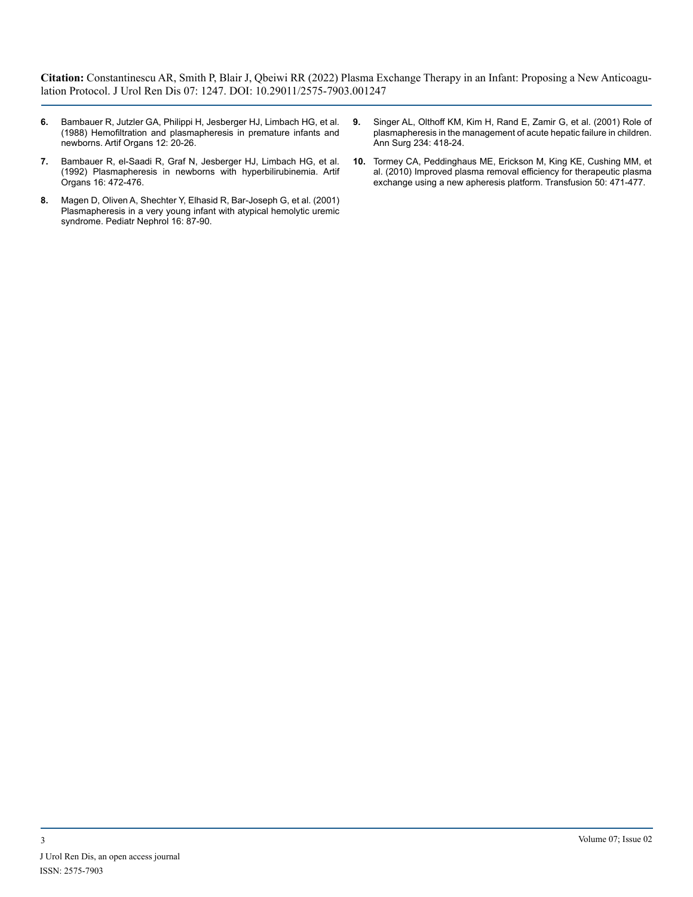6. Bambauer R, Jutzler GA, Philippi H, Jesberger HJ, Limbach HG, et al. (1988) Hemofiltration and plasmapheresis in premature infants and newborns. Artif Organs 12: 20-26.

7. Bambauer R, el-Saadi R, Graf N, Jesberger HJ, Limbach HG, et al. (1992) Plasmapheresis in newborns with hyperbilirubinemia. Artif Organs 16: 472-476.

8. Magen D, Oliven A, Shechter Y, Elhasid R, Bar-Joseph G, et al. (2001) Plasmapheresis in a very young infant with atypical hemolytic uremic syndrome. Pediatr Nephrol 16: 87-90.

9. Singer AL, Olthoff KM, Kim H, Rand E, Zamir G, et al. (2001) Role of plasmapheresis in the management of acute hepatic failure in children. Ann Surg 234: 418-24.

10. Tormey CA, Peddinghaus ME, Erickson M, King KE, Cushing MM, et al. (2010) Improved plasma removal efficiency for therapeutic plasma exchange using a new apheresis platform. Transfusion 50: 471-477.